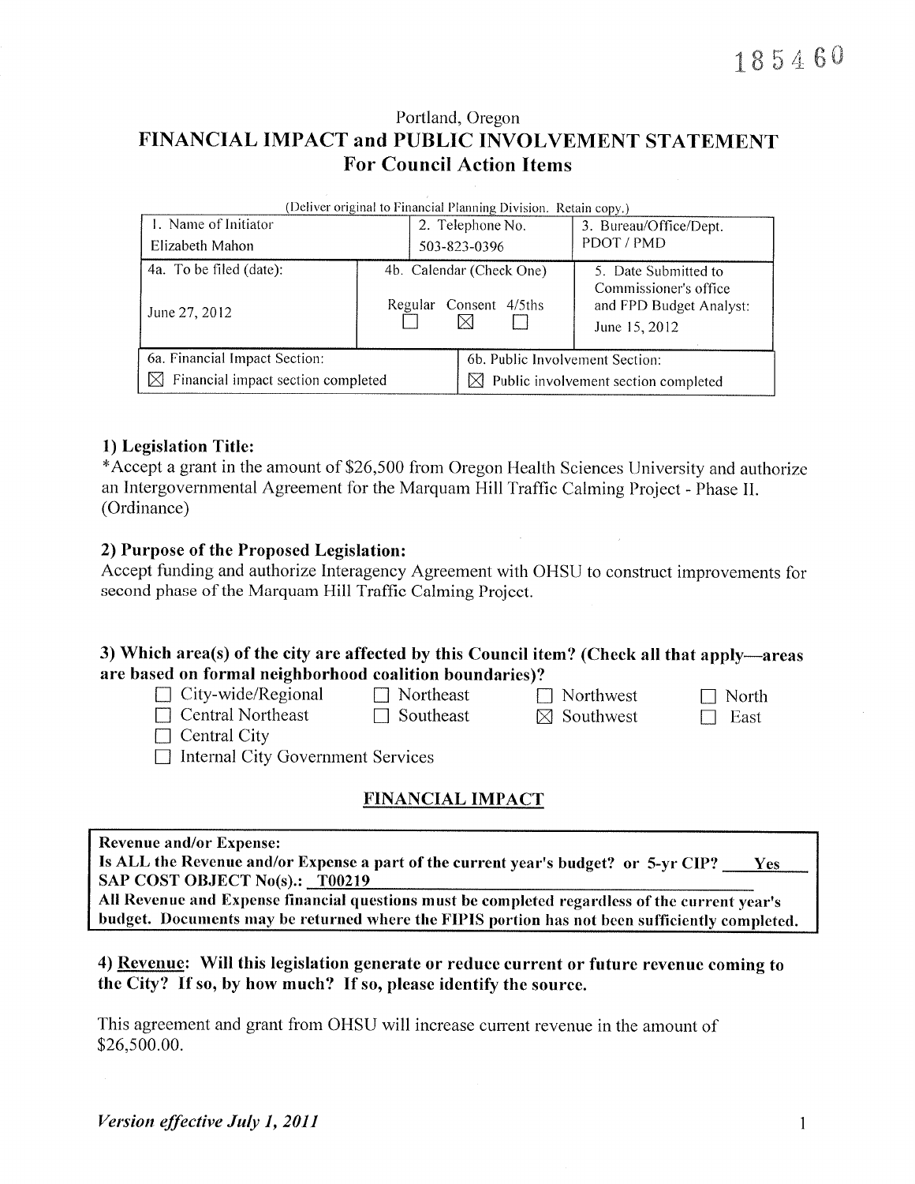185460

Portland, Oregon

# FINANCIAL IMPACT and PUBLIC INVOLVEMENT STATEMENT
## For Council Action Items

(Deliver original to Financial Planning Division. Retain copy.)

| 1. Name of Initiator | 2. Telephone No. | 3. Bureau/Office/Dept. |
|---|---|---|
| Elizabeth Mahon | 503-823-0396 | PDOT / PMD |
| 4a. To be filed (date): June 27, 2012 | 4b. Calendar (Check One) Regular ☐ Consent ☒ 4/5ths ☐ | 5. Date Submitted to Commissioner's office and FPD Budget Analyst: June 15, 2012 |
| 6a. Financial Impact Section: ☒ Financial impact section completed | 6b. Public Involvement Section: ☒ Public involvement section completed | |

### 1) Legislation Title:

*Accept a grant in the amount of $26,500 from Oregon Health Sciences University and authorize an Intergovernmental Agreement for the Marquam Hill Traffic Calming Project - Phase II. (Ordinance)

### 2) Purpose of the Proposed Legislation:

Accept funding and authorize Interagency Agreement with OHSU to construct improvements for second phase of the Marquam Hill Traffic Calming Project.

### 3) Which area(s) of the city are affected by this Council item? (Check all that apply—areas are based on formal neighborhood coalition boundaries)?

- ☐ City-wide/Regional
- ☐ Northeast
- ☐ Northwest
- ☐ North
- ☐ Central Northeast
- ☐ Southeast
- ☒ Southwest
- ☐ East
- ☐ Central City
- ☐ Internal City Government Services

## FINANCIAL IMPACT

**Revenue and/or Expense:**
**Is ALL the Revenue and/or Expense a part of the current year's budget? or 5-yr CIP?** Yes
**SAP COST OBJECT No(s).:** T00219
**All Revenue and Expense financial questions must be completed regardless of the current year's budget. Documents may be returned where the FIPIS portion has not been sufficiently completed.**

### 4) Revenue: Will this legislation generate or reduce current or future revenue coming to the City? If so, by how much? If so, please identify the source.

This agreement and grant from OHSU will increase current revenue in the amount of $26,500.00.

*Version effective July 1, 2011*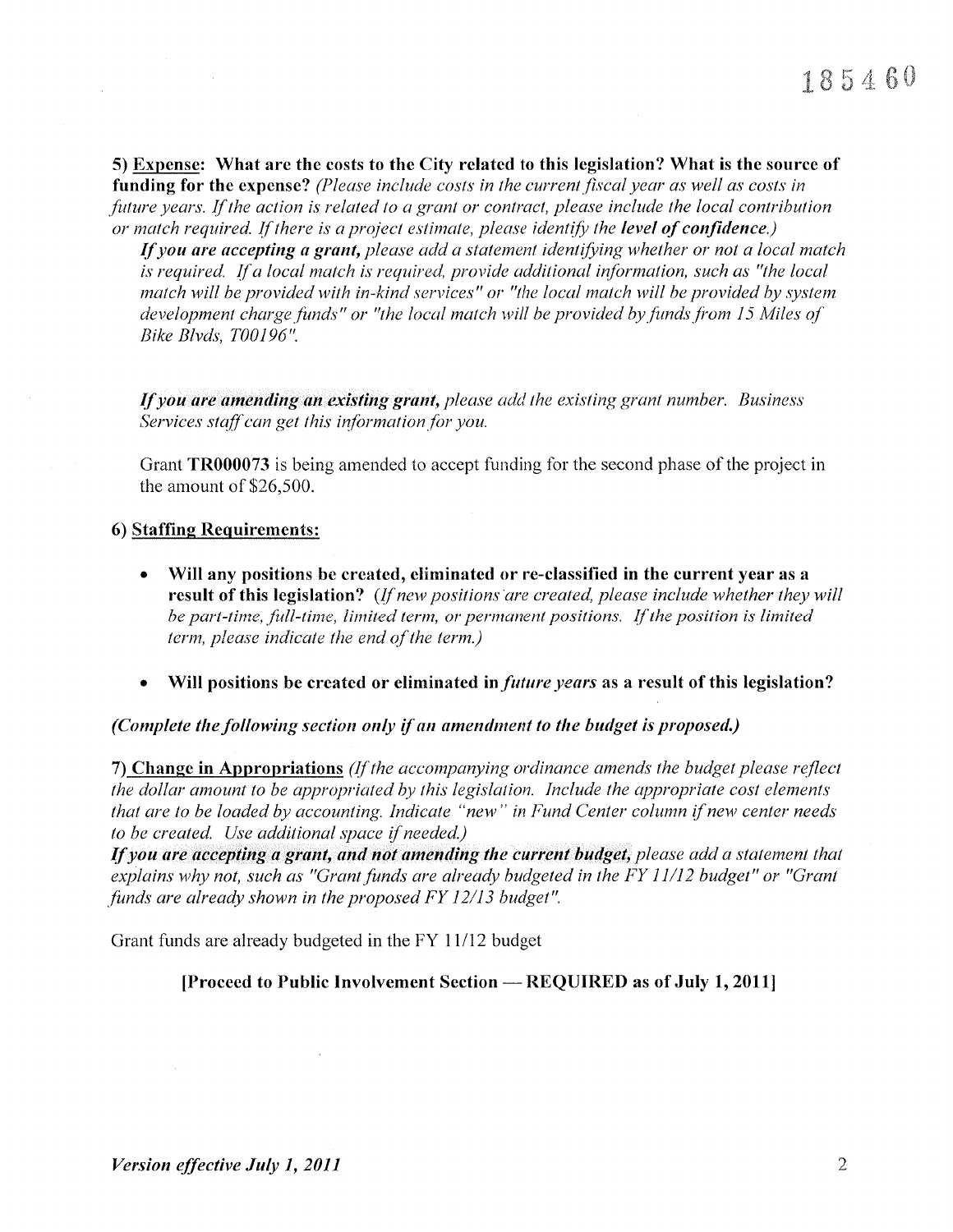185460

**5) <u>Expense</u>: What are the costs to the City related to this legislation? What is the source of funding for the expense?** *(Please include costs in the current fiscal year as well as costs in future years. If the action is related to a grant or contract, please include the local contribution or match required. If there is a project estimate, please identify the **level of confidence**.)*

***If you are accepting a grant,*** *please add a statement identifying whether or not a local match is required. If a local match is required, provide additional information, such as "the local match will be provided with in-kind services" or "the local match will be provided by system development charge funds" or "the local match will be provided by funds from 15 Miles of Bike Blvds, T00196".*

***If you are amending an existing grant,*** *please add the existing grant number. Business Services staff can get this information for you.*

Grant **TR000073** is being amended to accept funding for the second phase of the project in the amount of $26,500.

**6) <u>Staffing Requirements:</u>**

- **Will any positions be created, eliminated or re-classified in the current year as a result of this legislation?** *(If new positions are created, please include whether they will be part-time, full-time, limited term, or permanent positions. If the position is limited term, please indicate the end of the term.)*

- **Will positions be created or eliminated in *future years* as a result of this legislation?**

***(Complete the following section only if an amendment to the budget is proposed.)***

**7) <u>Change in Appropriations</u>** *(If the accompanying ordinance amends the budget please reflect the dollar amount to be appropriated by this legislation. Include the appropriate cost elements that are to be loaded by accounting. Indicate "new" in Fund Center column if new center needs to be created. Use additional space if needed.)*

***If you are accepting a grant, and not amending the current budget,*** *please add a statement that explains why not, such as "Grant funds are already budgeted in the FY 11/12 budget" or "Grant funds are already shown in the proposed FY 12/13 budget".*

Grant funds are already budgeted in the FY 11/12 budget

**[Proceed to Public Involvement Section — REQUIRED as of July 1, 2011]**

***Version effective July 1, 2011***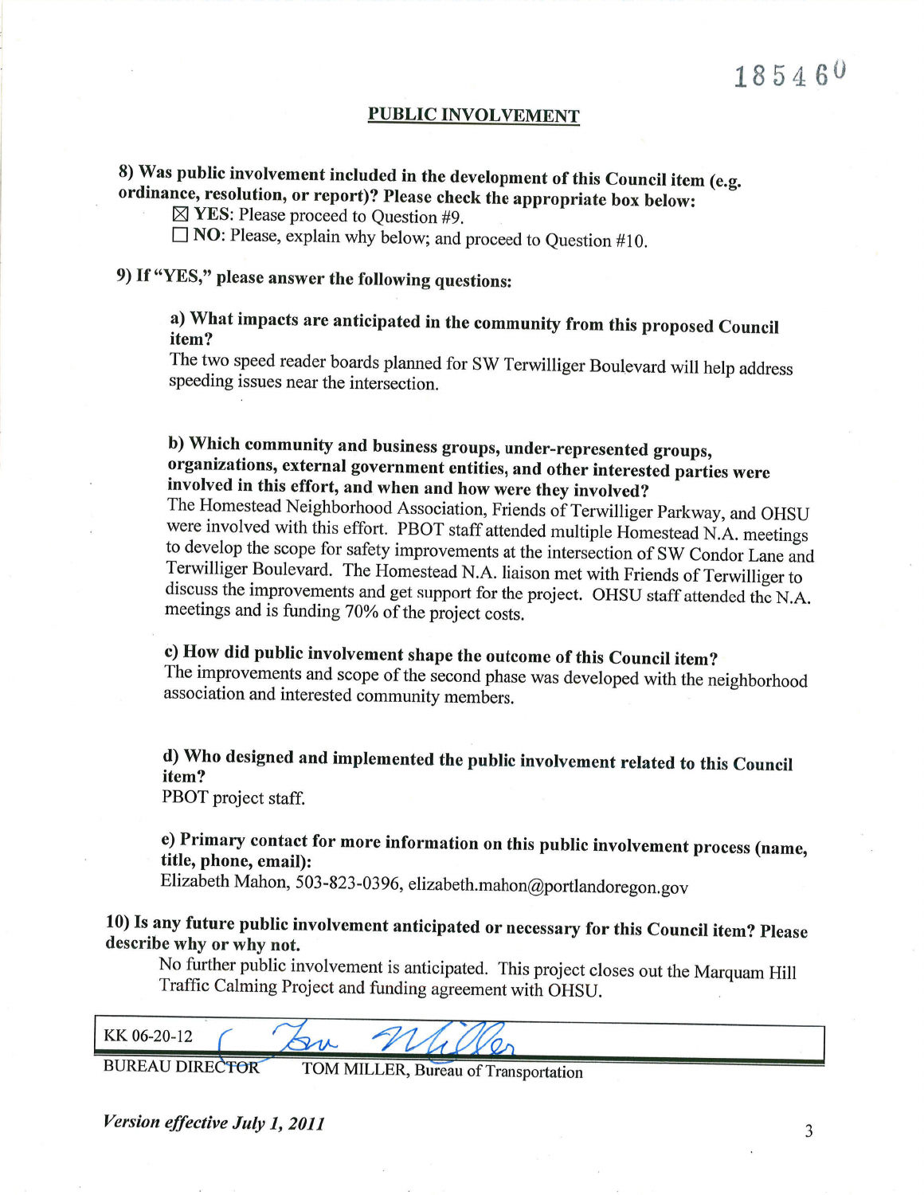185460

## PUBLIC INVOLVEMENT

**8) Was public involvement included in the development of this Council item (e.g. ordinance, resolution, or report)? Please check the appropriate box below:**

☒ **YES**: Please proceed to Question #9.

☐ **NO**: Please, explain why below; and proceed to Question #10.

**9) If "YES," please answer the following questions:**

**a) What impacts are anticipated in the community from this proposed Council item?**

The two speed reader boards planned for SW Terwilliger Boulevard will help address speeding issues near the intersection.

**b) Which community and business groups, under-represented groups, organizations, external government entities, and other interested parties were involved in this effort, and when and how were they involved?**

The Homestead Neighborhood Association, Friends of Terwilliger Parkway, and OHSU were involved with this effort. PBOT staff attended multiple Homestead N.A. meetings to develop the scope for safety improvements at the intersection of SW Condor Lane and Terwilliger Boulevard. The Homestead N.A. liaison met with Friends of Terwilliger to discuss the improvements and get support for the project. OHSU staff attended the N.A. meetings and is funding 70% of the project costs.

**c) How did public involvement shape the outcome of this Council item?**

The improvements and scope of the second phase was developed with the neighborhood association and interested community members.

**d) Who designed and implemented the public involvement related to this Council item?**

PBOT project staff.

**e) Primary contact for more information on this public involvement process (name, title, phone, email):**

Elizabeth Mahon, 503-823-0396, elizabeth.mahon@portlandoregon.gov

**10) Is any future public involvement anticipated or necessary for this Council item? Please describe why or why not.**

No further public involvement is anticipated. This project closes out the Marquam Hill Traffic Calming Project and funding agreement with OHSU.

KK 06-20-12 (signature: Tom Miller)

BUREAU DIRECTOR TOM MILLER, Bureau of Transportation

*Version effective July 1, 2011*